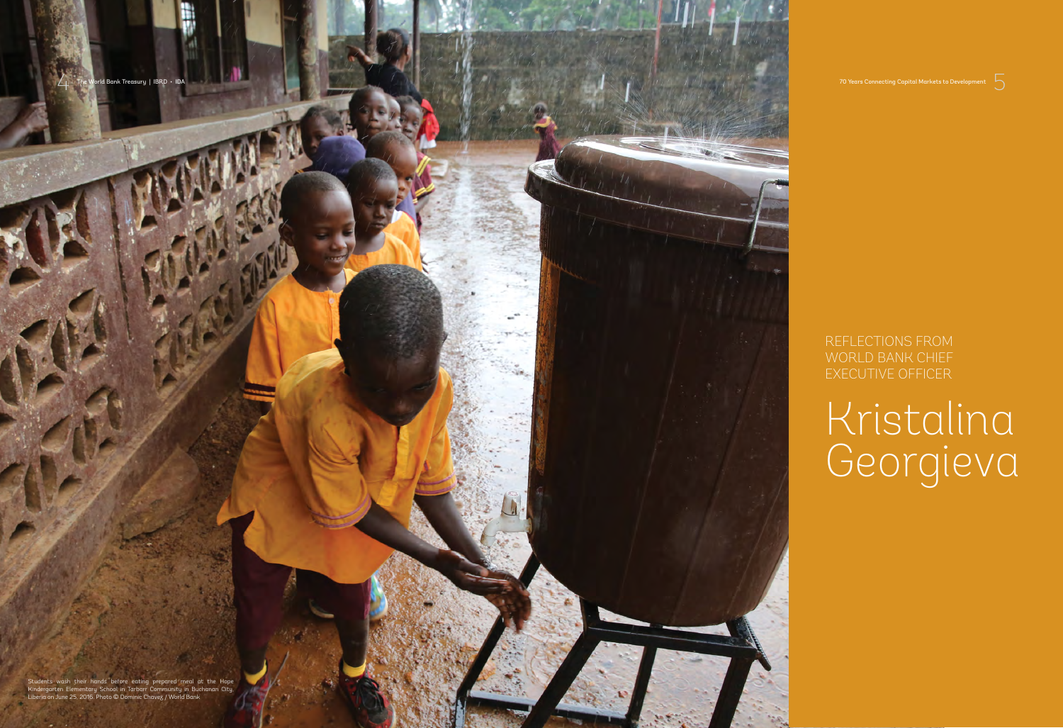Students wash their hands before eating prepared meal at the Hope Kindergarten Elementary School in Tarbarr Community in Buchanan City, Liberia on June 25, 2016. Photo © Dominic Chavez / World Bank

REFLECTIONS FROM WORLD BANK CHIEF EXECUTIVE OFFICER

# Kristalina Georgieva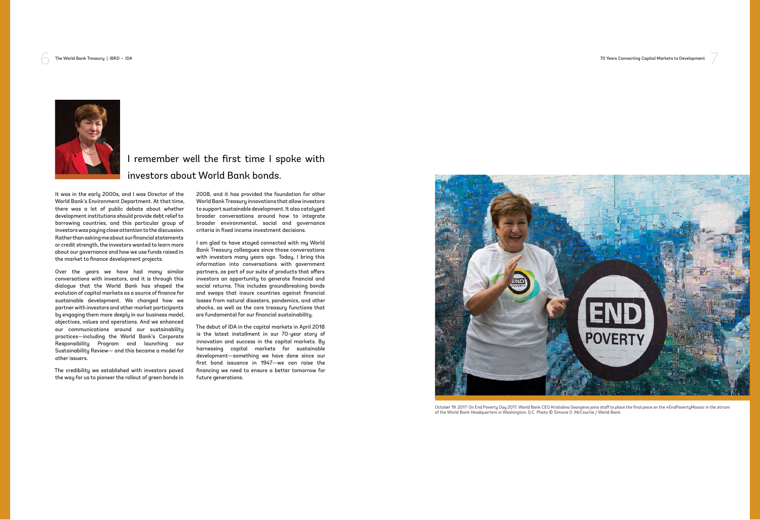## I remember well the first time I spoke with investors about World Bank bonds.

It was in the early 2000s, and I was Director of the World Bank's Environment Department. At that time, there was a lot of public debate about whether development institutions should provide debt relief to borrowing countries, and this particular group of investors was paying close attention to the discussion. Rather than asking me about our financial statements or credit strength, the investors wanted to learn more about our governance and how we use funds raised in the market to finance development projects.

Over the years we have had many similar conversations with investors, and it is through this dialogue that the World Bank has shaped the evolution of capital markets as a source of finance for sustainable development. We changed how we partner with investors and other market participants by engaging them more deeply in our business model, objectives, values and operations. And we enhanced our communications around our sustainability practices—including the World Bank's Corporate Responsibility Program and launching our Sustainability Review— and this became a model for other issuers.

The credibility we established with investors paved the way for us to pioneer the rollout of green bonds in 2008, and it has provided the foundation for other World Bank Treasury innovations that allow investors to support sustainable development. It also catalyzed broader conversations around how to integrate broader environmental, social and governance criteria in fixed income investment decisions.

I am glad to have stayed connected with my World Bank Treasury colleagues since those conversations with investors many years ago. Today, I bring this information into conversations with government partners, as part of our suite of products that offers investors an opportunity to generate financial and social returns. This includes groundbreaking bonds and swaps that insure countries against financial losses from natural disasters, pandemics, and other shocks, as well as the core treasury functions that are fundamental for our financial sustainability.

The debut of IDA in the capital markets in April 2018 is the latest installment in our 70-year story of innovation and success in the capital markets. By harnessing capital markets for sustainable development—something we have done since our first bond issuance in 1947—we can raise the financing we need to ensure a better tomorrow for future generations.

October 19, 2017. On End Poverty Day 2017, World Bank CEO Kristalina Georgieva joins staff to place the final piece on the #EndPovertyMosaic in the atrium of the World Bank Headquarters in Washington, D.C. Photo © Simone D. McCourtie / World Bank